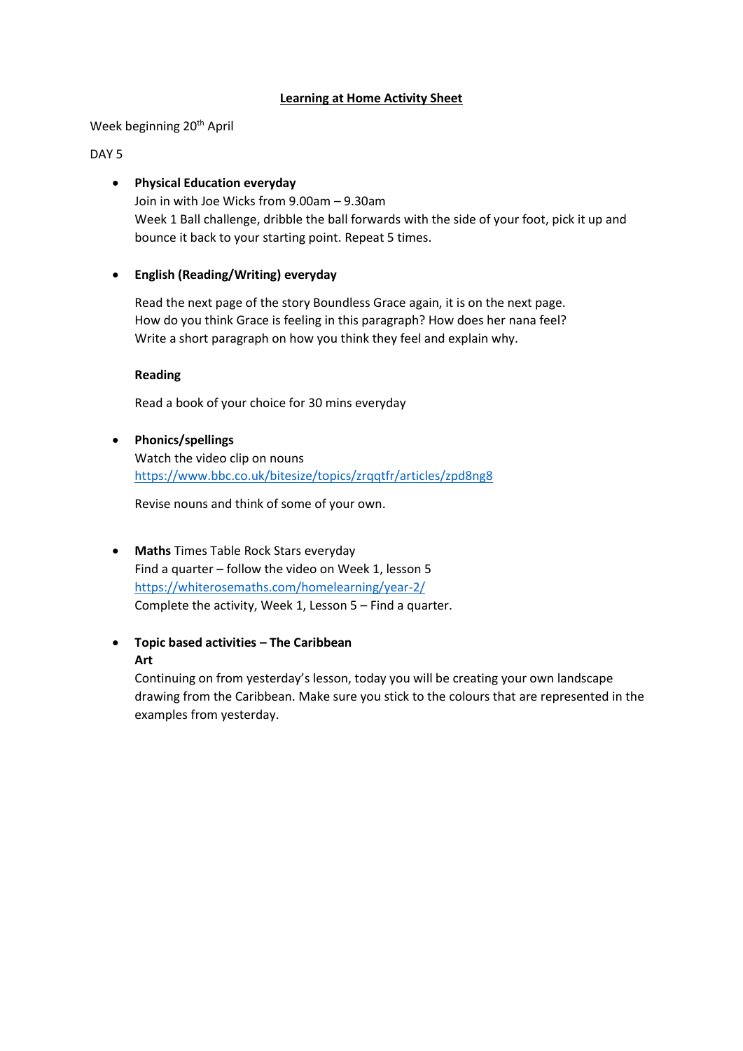# Learning at Home Activity Sheet

Week beginning 20th April

DAY 5

- **Physical Education everyday**
  Join in with Joe Wicks from 9.00am – 9.30am
  Week 1 Ball challenge, dribble the ball forwards with the side of your foot, pick it up and bounce it back to your starting point. Repeat 5 times.

- **English (Reading/Writing) everyday**

  Read the next page of the story Boundless Grace again, it is on the next page.
  How do you think Grace is feeling in this paragraph? How does her nana feel?
  Write a short paragraph on how you think they feel and explain why.

  **Reading**

  Read a book of your choice for 30 mins everyday

- **Phonics/spellings**
  Watch the video clip on nouns
  https://www.bbc.co.uk/bitesize/topics/zrqqtfr/articles/zpd8ng8

  Revise nouns and think of some of your own.

- **Maths** Times Table Rock Stars everyday
  Find a quarter – follow the video on Week 1, lesson 5
  https://whiterosemaths.com/homelearning/year-2/
  Complete the activity, Week 1, Lesson 5 – Find a quarter.

- **Topic based activities – The Caribbean**
  **Art**
  Continuing on from yesterday's lesson, today you will be creating your own landscape drawing from the Caribbean. Make sure you stick to the colours that are represented in the examples from yesterday.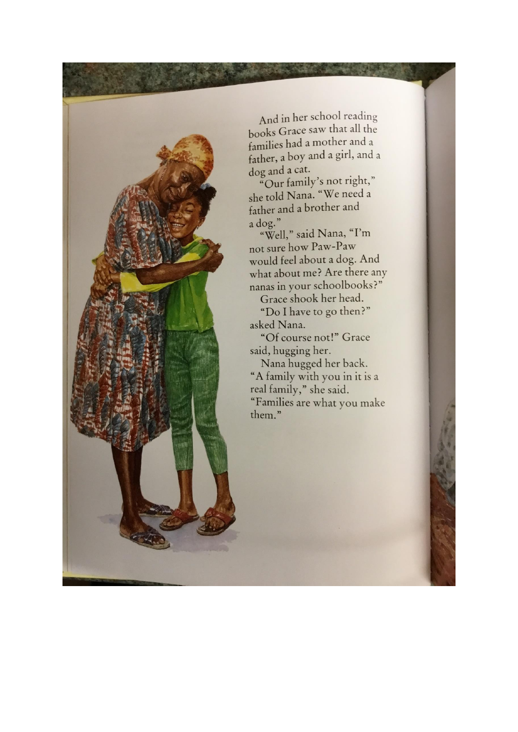And in her school reading books Grace saw that all the families had a mother and a father, a boy and a girl, and a dog and a cat.

"Our family's not right," she told Nana. "We need a father and a brother and a dog."

"Well," said Nana, "I'm not sure how Paw-Paw would feel about a dog. And what about me? Are there any nanas in your schoolbooks?"

Grace shook her head.

"Do I have to go then?" asked Nana.

"Of course not!" Grace said, hugging her.

Nana hugged her back. "A family with you in it is a real family," she said. "Families are what you make them."